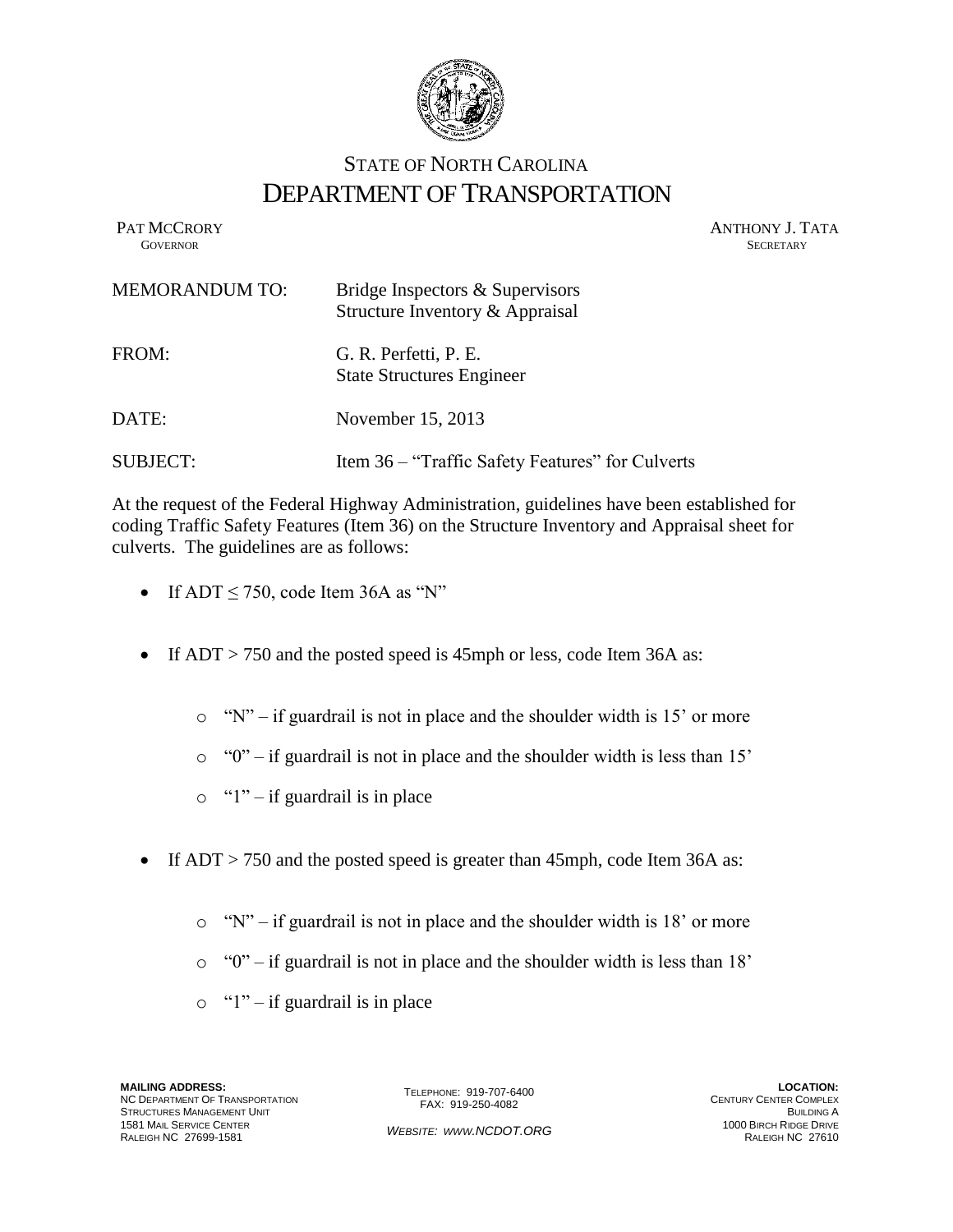# STATE OF NORTH CAROLINA
# DEPARTMENT OF TRANSPORTATION

PAT MCCRORY
GOVERNOR

ANTHONY J. TATA
SECRETARY

MEMORANDUM TO: Bridge Inspectors & Supervisors
Structure Inventory & Appraisal

FROM: G. R. Perfetti, P. E.
State Structures Engineer

DATE: November 15, 2013

SUBJECT: Item 36 – "Traffic Safety Features" for Culverts

At the request of the Federal Highway Administration, guidelines have been established for coding Traffic Safety Features (Item 36) on the Structure Inventory and Appraisal sheet for culverts. The guidelines are as follows:

- If ADT $\leq$ 750, code Item 36A as "N"

- If ADT > 750 and the posted speed is 45mph or less, code Item 36A as:
    - "N" – if guardrail is not in place and the shoulder width is 15' or more
    - "0" – if guardrail is not in place and the shoulder width is less than 15'
    - "1" – if guardrail is in place

- If ADT > 750 and the posted speed is greater than 45mph, code Item 36A as:
    - "N" – if guardrail is not in place and the shoulder width is 18' or more
    - "0" – if guardrail is not in place and the shoulder width is less than 18'
    - "1" – if guardrail is in place

**MAILING ADDRESS:**
NC DEPARTMENT OF TRANSPORTATION
STRUCTURES MANAGEMENT UNIT
1581 MAIL SERVICE CENTER
RALEIGH NC 27699-1581

TELEPHONE: 919-707-6400
FAX: 919-250-4082

*WEBSITE: WWW.NCDOT.ORG*

**LOCATION:**
CENTURY CENTER COMPLEX
BUILDING A
1000 BIRCH RIDGE DRIVE
RALEIGH NC 27610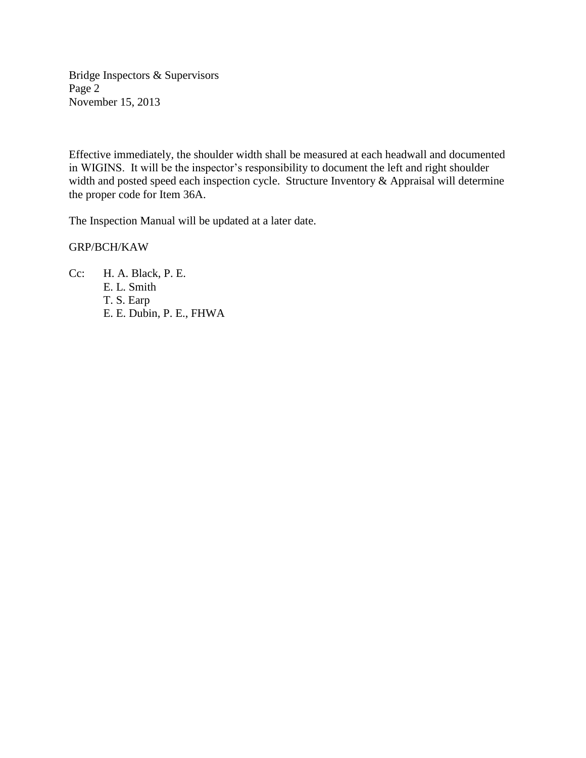Effective immediately, the shoulder width shall be measured at each headwall and documented in WIGINS. It will be the inspector's responsibility to document the left and right shoulder width and posted speed each inspection cycle. Structure Inventory & Appraisal will determine the proper code for Item 36A.

The Inspection Manual will be updated at a later date.

GRP/BCH/KAW

Cc: H. A. Black, P. E.
E. L. Smith
T. S. Earp
E. E. Dubin, P. E., FHWA